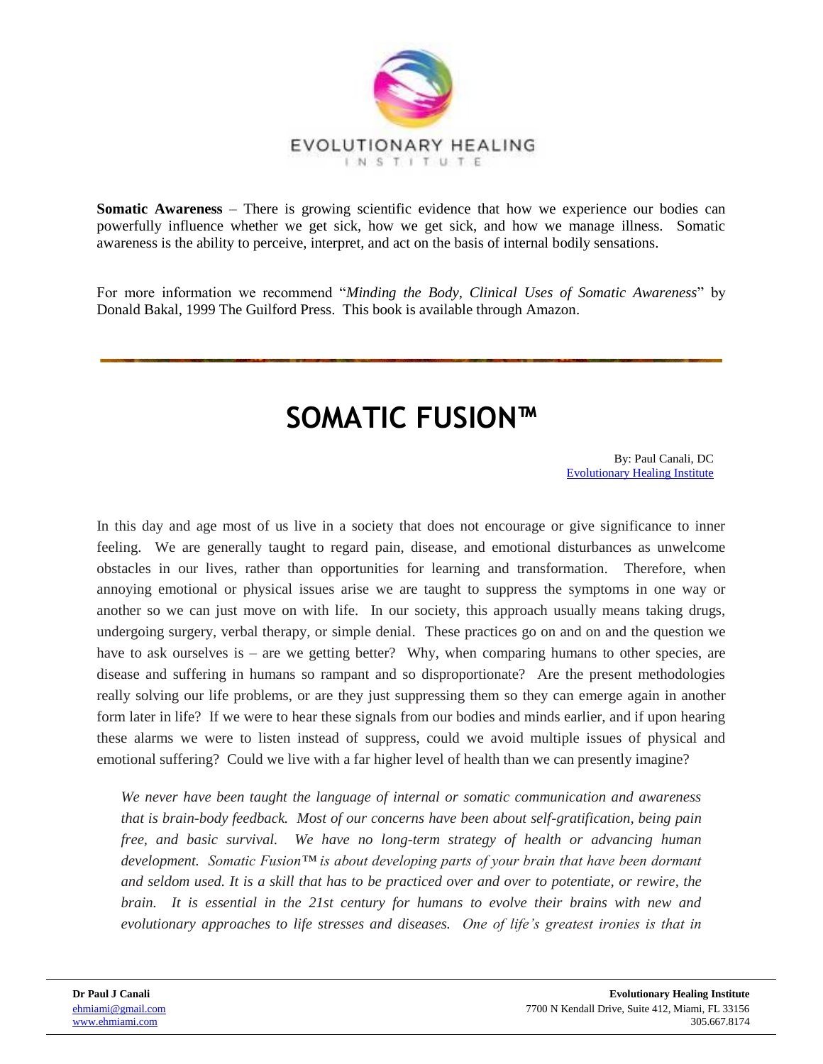EVOLUTIONARY HEALING
INSTITUTE

**Somatic Awareness** – There is growing scientific evidence that how we experience our bodies can powerfully influence whether we get sick, how we get sick, and how we manage illness. Somatic awareness is the ability to perceive, interpret, and act on the basis of internal bodily sensations.

For more information we recommend "*Minding the Body, Clinical Uses of Somatic Awareness*" by Donald Bakal, 1999 The Guilford Press. This book is available through Amazon.

---

# SOMATIC FUSION™

By: Paul Canali, DC
Evolutionary Healing Institute

In this day and age most of us live in a society that does not encourage or give significance to inner feeling. We are generally taught to regard pain, disease, and emotional disturbances as unwelcome obstacles in our lives, rather than opportunities for learning and transformation. Therefore, when annoying emotional or physical issues arise we are taught to suppress the symptoms in one way or another so we can just move on with life. In our society, this approach usually means taking drugs, undergoing surgery, verbal therapy, or simple denial. These practices go on and on and the question we have to ask ourselves is – are we getting better? Why, when comparing humans to other species, are disease and suffering in humans so rampant and so disproportionate? Are the present methodologies really solving our life problems, or are they just suppressing them so they can emerge again in another form later in life? If we were to hear these signals from our bodies and minds earlier, and if upon hearing these alarms we were to listen instead of suppress, could we avoid multiple issues of physical and emotional suffering? Could we live with a far higher level of health than we can presently imagine?

*We never have been taught the language of internal or somatic communication and awareness that is brain-body feedback. Most of our concerns have been about self-gratification, being pain free, and basic survival. We have no long-term strategy of health or advancing human development. Somatic Fusion™ is about developing parts of your brain that have been dormant and seldom used. It is a skill that has to be practiced over and over to potentiate, or rewire, the brain. It is essential in the 21st century for humans to evolve their brains with new and evolutionary approaches to life stresses and diseases. One of life's greatest ironies is that in*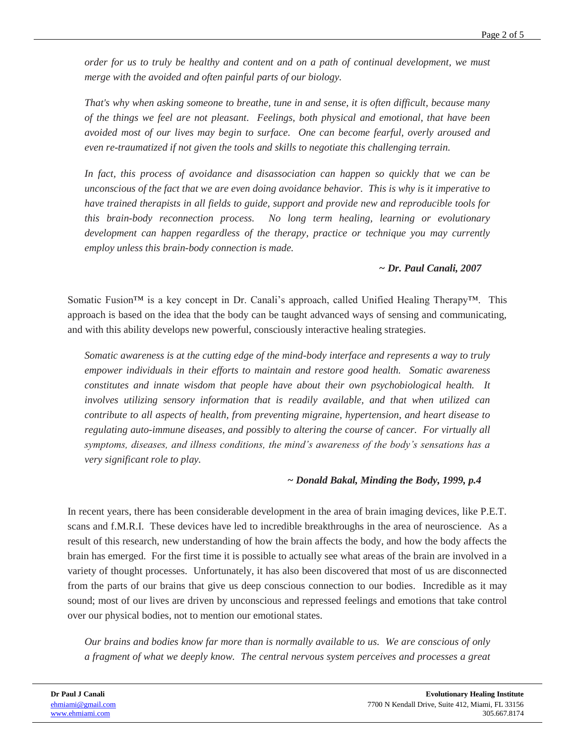*order for us to truly be healthy and content and on a path of continual development, we must merge with the avoided and often painful parts of our biology.*

*That's why when asking someone to breathe, tune in and sense, it is often difficult, because many of the things we feel are not pleasant. Feelings, both physical and emotional, that have been avoided most of our lives may begin to surface. One can become fearful, overly aroused and even re-traumatized if not given the tools and skills to negotiate this challenging terrain.*

*In fact, this process of avoidance and disassociation can happen so quickly that we can be unconscious of the fact that we are even doing avoidance behavior. This is why is it imperative to have trained therapists in all fields to guide, support and provide new and reproducible tools for this brain-body reconnection process. No long term healing, learning or evolutionary development can happen regardless of the therapy, practice or technique you may currently employ unless this brain-body connection is made.*

***~ Dr. Paul Canali, 2007***

Somatic Fusion™ is a key concept in Dr. Canali's approach, called Unified Healing Therapy™. This approach is based on the idea that the body can be taught advanced ways of sensing and communicating, and with this ability develops new powerful, consciously interactive healing strategies.

*Somatic awareness is at the cutting edge of the mind-body interface and represents a way to truly empower individuals in their efforts to maintain and restore good health. Somatic awareness constitutes and innate wisdom that people have about their own psychobiological health. It involves utilizing sensory information that is readily available, and that when utilized can contribute to all aspects of health, from preventing migraine, hypertension, and heart disease to regulating auto-immune diseases, and possibly to altering the course of cancer. For virtually all symptoms, diseases, and illness conditions, the mind's awareness of the body's sensations has a very significant role to play.*

***~ Donald Bakal, Minding the Body, 1999, p.4***

In recent years, there has been considerable development in the area of brain imaging devices, like P.E.T. scans and f.M.R.I. These devices have led to incredible breakthroughs in the area of neuroscience. As a result of this research, new understanding of how the brain affects the body, and how the body affects the brain has emerged. For the first time it is possible to actually see what areas of the brain are involved in a variety of thought processes. Unfortunately, it has also been discovered that most of us are disconnected from the parts of our brains that give us deep conscious connection to our bodies. Incredible as it may sound; most of our lives are driven by unconscious and repressed feelings and emotions that take control over our physical bodies, not to mention our emotional states.

*Our brains and bodies know far more than is normally available to us. We are conscious of only a fragment of what we deeply know. The central nervous system perceives and processes a great*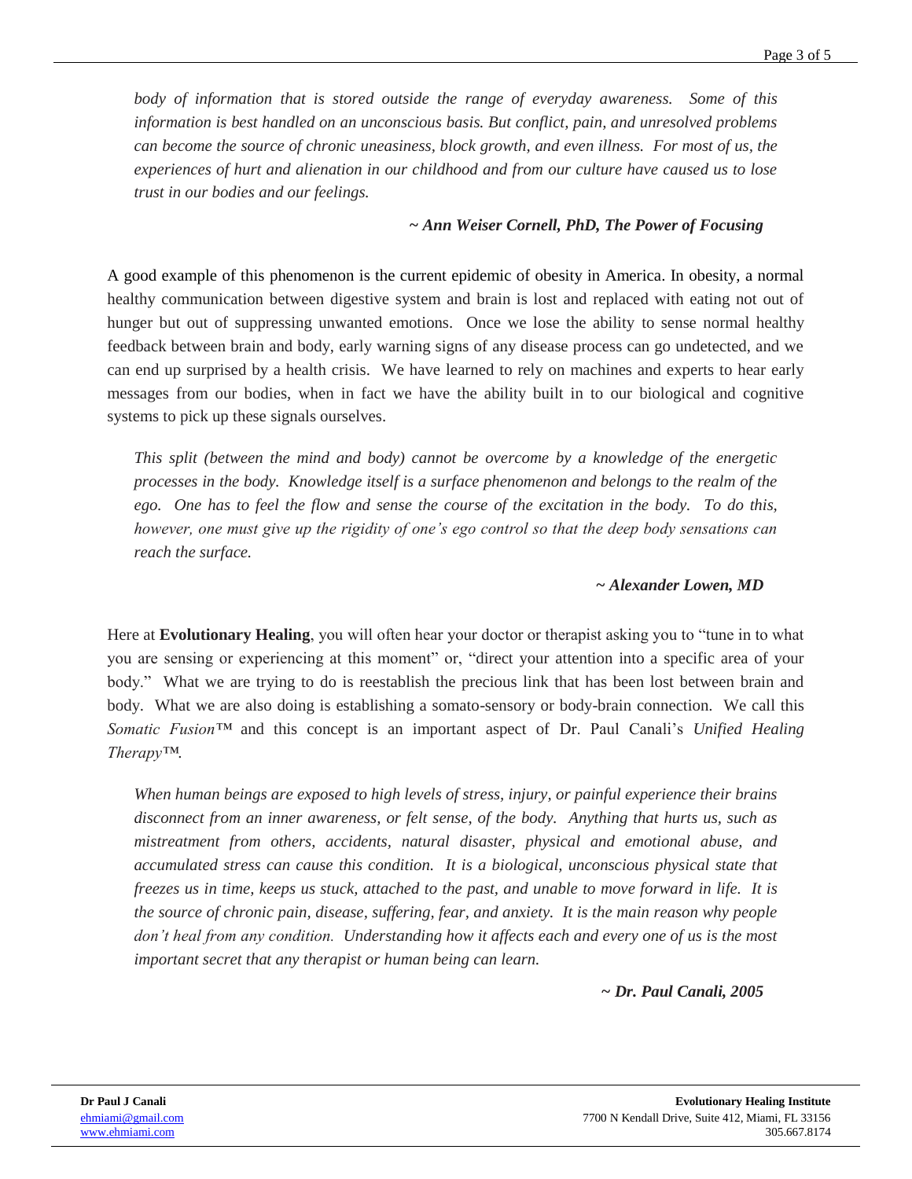*body of information that is stored outside the range of everyday awareness. Some of this information is best handled on an unconscious basis. But conflict, pain, and unresolved problems can become the source of chronic uneasiness, block growth, and even illness. For most of us, the experiences of hurt and alienation in our childhood and from our culture have caused us to lose trust in our bodies and our feelings.*

***~ Ann Weiser Cornell, PhD, The Power of Focusing***

A good example of this phenomenon is the current epidemic of obesity in America. In obesity, a normal healthy communication between digestive system and brain is lost and replaced with eating not out of hunger but out of suppressing unwanted emotions. Once we lose the ability to sense normal healthy feedback between brain and body, early warning signs of any disease process can go undetected, and we can end up surprised by a health crisis. We have learned to rely on machines and experts to hear early messages from our bodies, when in fact we have the ability built in to our biological and cognitive systems to pick up these signals ourselves.

*This split (between the mind and body) cannot be overcome by a knowledge of the energetic processes in the body. Knowledge itself is a surface phenomenon and belongs to the realm of the ego. One has to feel the flow and sense the course of the excitation in the body. To do this, however, one must give up the rigidity of one's ego control so that the deep body sensations can reach the surface.*

***~ Alexander Lowen, MD***

Here at **Evolutionary Healing**, you will often hear your doctor or therapist asking you to "tune in to what you are sensing or experiencing at this moment" or, "direct your attention into a specific area of your body." What we are trying to do is reestablish the precious link that has been lost between brain and body. What we are also doing is establishing a somato-sensory or body-brain connection. We call this *Somatic Fusion*™ and this concept is an important aspect of Dr. Paul Canali's *Unified Healing Therapy*™*.*

*When human beings are exposed to high levels of stress, injury, or painful experience their brains disconnect from an inner awareness, or felt sense, of the body. Anything that hurts us, such as mistreatment from others, accidents, natural disaster, physical and emotional abuse, and accumulated stress can cause this condition. It is a biological, unconscious physical state that freezes us in time, keeps us stuck, attached to the past, and unable to move forward in life. It is the source of chronic pain, disease, suffering, fear, and anxiety. It is the main reason why people don't heal from any condition. Understanding how it affects each and every one of us is the most important secret that any therapist or human being can learn.*

***~ Dr. Paul Canali, 2005***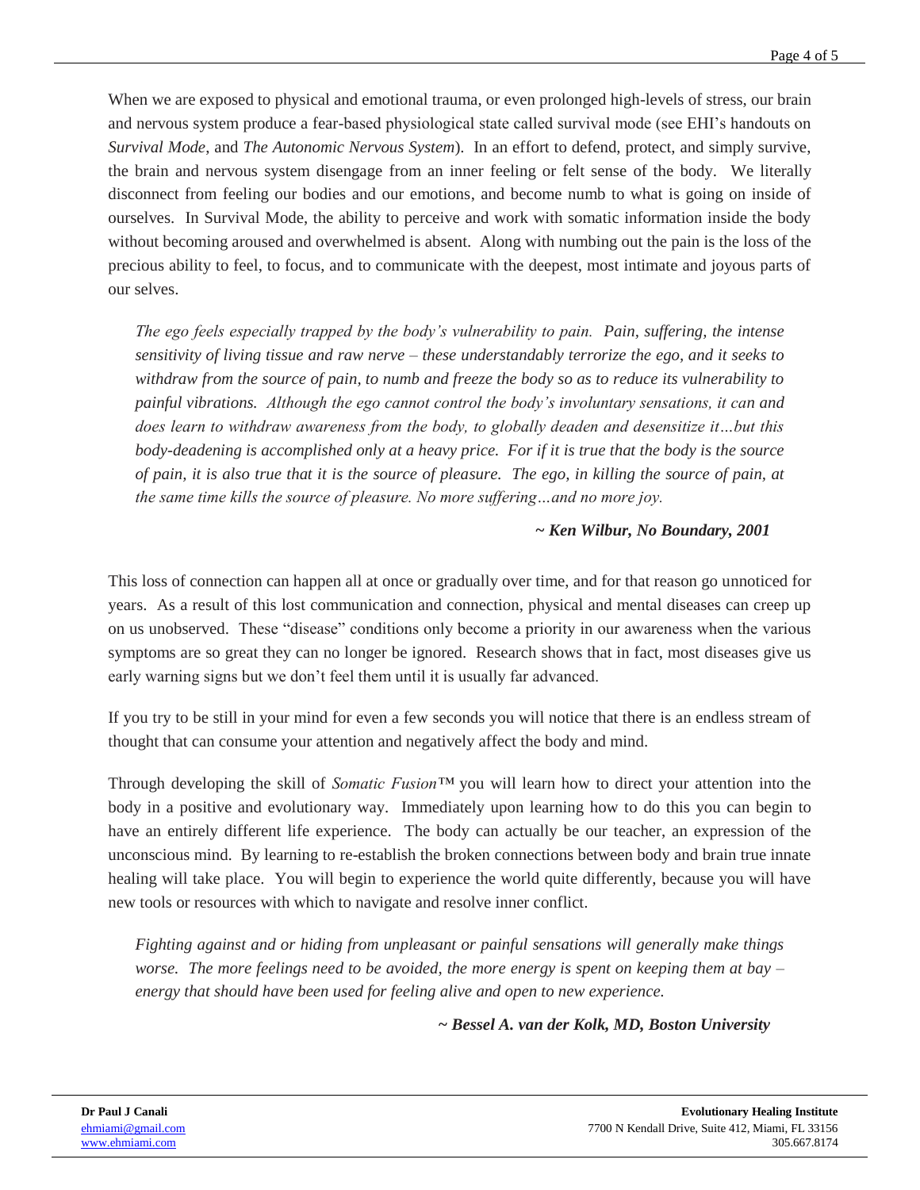When we are exposed to physical and emotional trauma, or even prolonged high-levels of stress, our brain and nervous system produce a fear-based physiological state called survival mode (see EHI's handouts on *Survival Mode*, and *The Autonomic Nervous System*). In an effort to defend, protect, and simply survive, the brain and nervous system disengage from an inner feeling or felt sense of the body. We literally disconnect from feeling our bodies and our emotions, and become numb to what is going on inside of ourselves. In Survival Mode, the ability to perceive and work with somatic information inside the body without becoming aroused and overwhelmed is absent. Along with numbing out the pain is the loss of the precious ability to feel, to focus, and to communicate with the deepest, most intimate and joyous parts of our selves.

> *The ego feels especially trapped by the body's vulnerability to pain. Pain, suffering, the intense sensitivity of living tissue and raw nerve – these understandably terrorize the ego, and it seeks to withdraw from the source of pain, to numb and freeze the body so as to reduce its vulnerability to painful vibrations. Although the ego cannot control the body's involuntary sensations, it can and does learn to withdraw awareness from the body, to globally deaden and desensitize it…but this body-deadening is accomplished only at a heavy price. For if it is true that the body is the source of pain, it is also true that it is the source of pleasure. The ego, in killing the source of pain, at the same time kills the source of pleasure. No more suffering…and no more joy.*
>
> ***~ Ken Wilbur, No Boundary, 2001***

This loss of connection can happen all at once or gradually over time, and for that reason go unnoticed for years. As a result of this lost communication and connection, physical and mental diseases can creep up on us unobserved. These "disease" conditions only become a priority in our awareness when the various symptoms are so great they can no longer be ignored. Research shows that in fact, most diseases give us early warning signs but we don't feel them until it is usually far advanced.

If you try to be still in your mind for even a few seconds you will notice that there is an endless stream of thought that can consume your attention and negatively affect the body and mind.

Through developing the skill of *Somatic Fusion*™ you will learn how to direct your attention into the body in a positive and evolutionary way. Immediately upon learning how to do this you can begin to have an entirely different life experience. The body can actually be our teacher, an expression of the unconscious mind. By learning to re-establish the broken connections between body and brain true innate healing will take place. You will begin to experience the world quite differently, because you will have new tools or resources with which to navigate and resolve inner conflict.

> *Fighting against and or hiding from unpleasant or painful sensations will generally make things worse. The more feelings need to be avoided, the more energy is spent on keeping them at bay – energy that should have been used for feeling alive and open to new experience.*
>
> ***~ Bessel A. van der Kolk, MD, Boston University***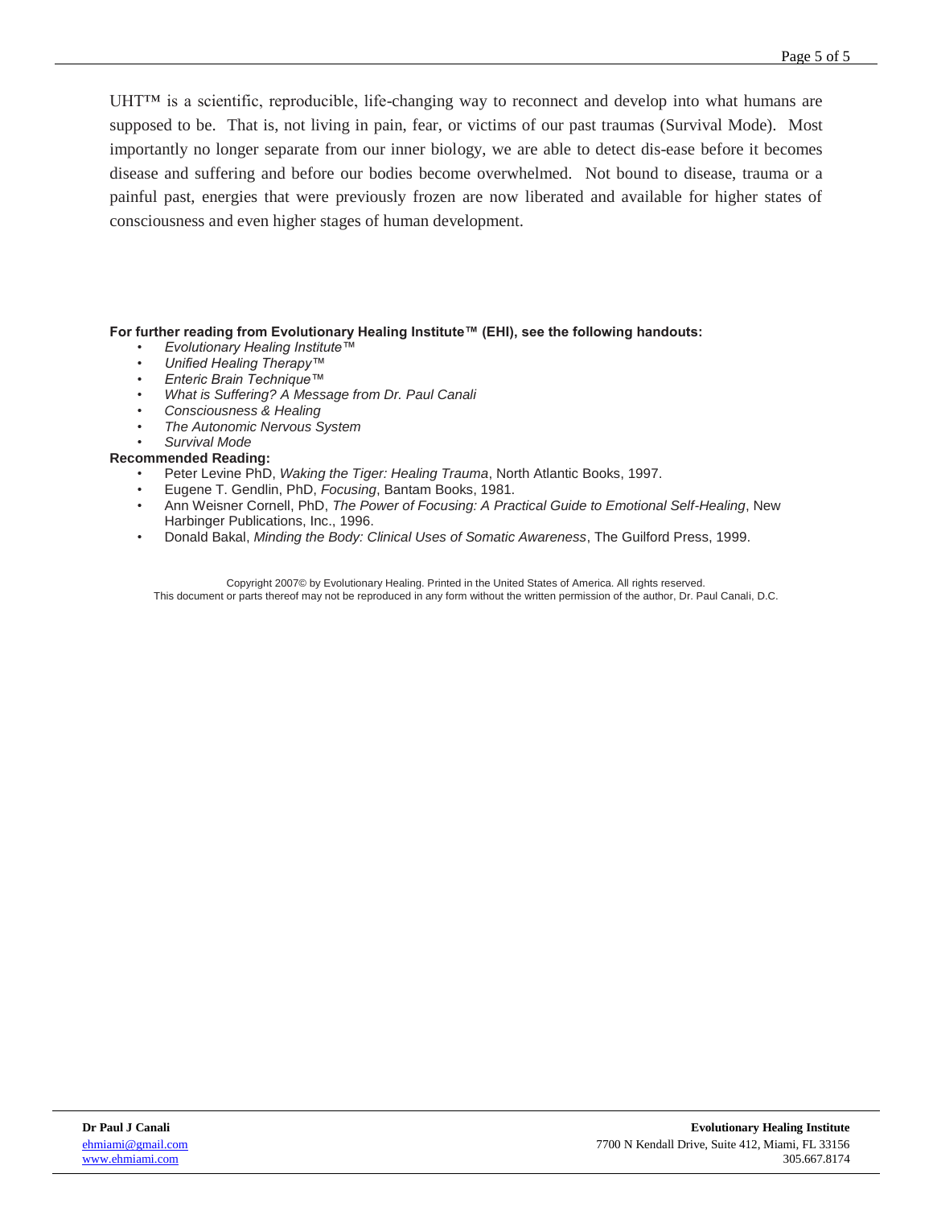UHT™ is a scientific, reproducible, life-changing way to reconnect and develop into what humans are supposed to be. That is, not living in pain, fear, or victims of our past traumas (Survival Mode). Most importantly no longer separate from our inner biology, we are able to detect dis-ease before it becomes disease and suffering and before our bodies become overwhelmed. Not bound to disease, trauma or a painful past, energies that were previously frozen are now liberated and available for higher states of consciousness and even higher stages of human development.

**For further reading from Evolutionary Healing Institute™ (EHI), see the following handouts:**

- *Evolutionary Healing Institute™*
- *Unified Healing Therapy™*
- *Enteric Brain Technique™*
- *What is Suffering? A Message from Dr. Paul Canali*
- *Consciousness & Healing*
- *The Autonomic Nervous System*
- *Survival Mode*

**Recommended Reading:**

- Peter Levine PhD, *Waking the Tiger: Healing Trauma*, North Atlantic Books, 1997.
- Eugene T. Gendlin, PhD, *Focusing*, Bantam Books, 1981.
- Ann Weisner Cornell, PhD, *The Power of Focusing: A Practical Guide to Emotional Self-Healing*, New Harbinger Publications, Inc., 1996.
- Donald Bakal, *Minding the Body: Clinical Uses of Somatic Awareness*, The Guilford Press, 1999.

Copyright 2007© by Evolutionary Healing. Printed in the United States of America. All rights reserved.
This document or parts thereof may not be reproduced in any form without the written permission of the author, Dr. Paul Canali, D.C.